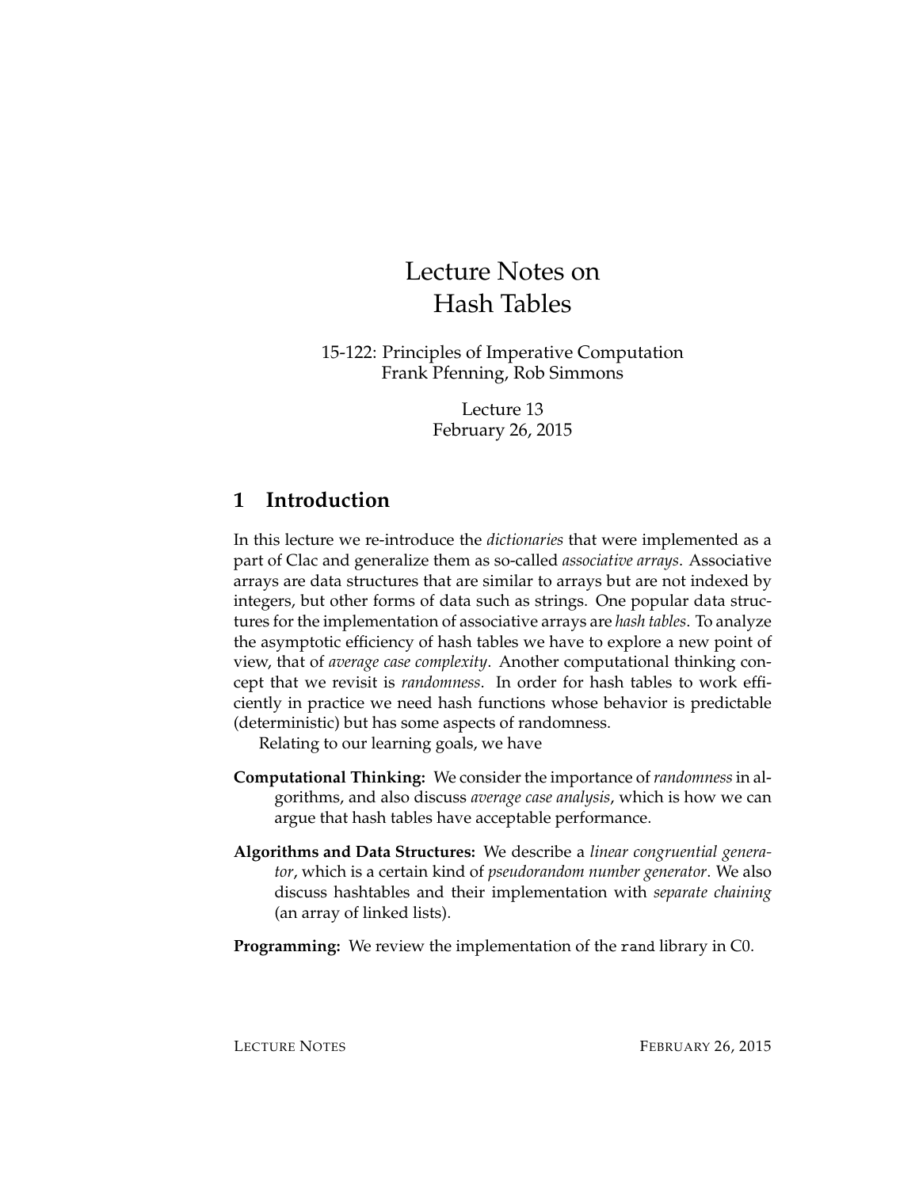# Lecture Notes on Hash Tables

15-122: Principles of Imperative Computation
Frank Pfenning, Rob Simmons

Lecture 13
February 26, 2015

## 1 Introduction

In this lecture we re-introduce the *dictionaries* that were implemented as a part of Clac and generalize them as so-called *associative arrays*. Associative arrays are data structures that are similar to arrays but are not indexed by integers, but other forms of data such as strings. One popular data structures for the implementation of associative arrays are *hash tables*. To analyze the asymptotic efficiency of hash tables we have to explore a new point of view, that of *average case complexity*. Another computational thinking concept that we revisit is *randomness*. In order for hash tables to work efficiently in practice we need hash functions whose behavior is predictable (deterministic) but has some aspects of randomness.

Relating to our learning goals, we have

**Computational Thinking:** We consider the importance of *randomness* in algorithms, and also discuss *average case analysis*, which is how we can argue that hash tables have acceptable performance.

**Algorithms and Data Structures:** We describe a *linear congruential generator*, which is a certain kind of *pseudorandom number generator*. We also discuss hashtables and their implementation with *separate chaining* (an array of linked lists).

**Programming:** We review the implementation of the `rand` library in C0.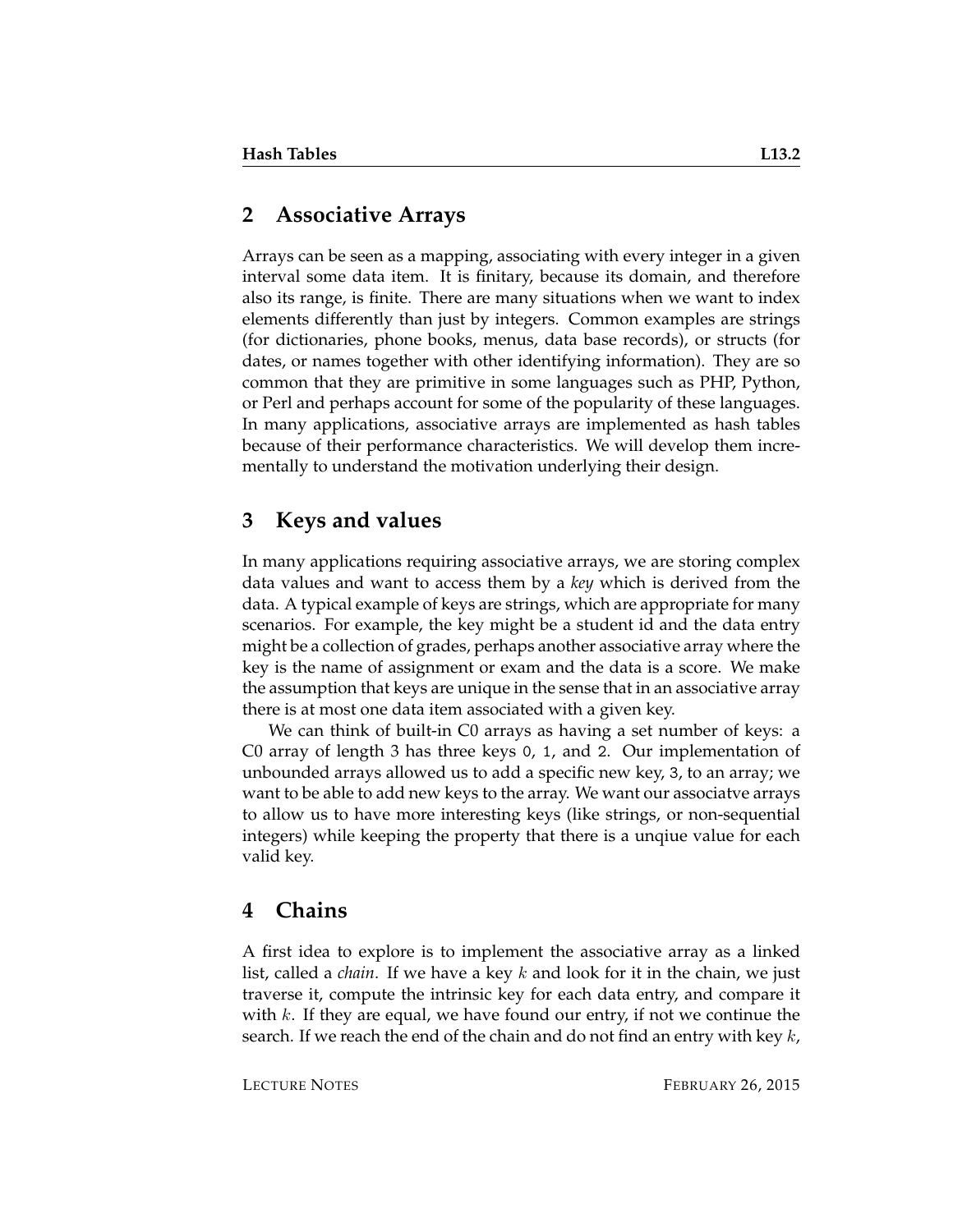## 2 Associative Arrays

Arrays can be seen as a mapping, associating with every integer in a given interval some data item. It is finitary, because its domain, and therefore also its range, is finite. There are many situations when we want to index elements differently than just by integers. Common examples are strings (for dictionaries, phone books, menus, data base records), or structs (for dates, or names together with other identifying information). They are so common that they are primitive in some languages such as PHP, Python, or Perl and perhaps account for some of the popularity of these languages. In many applications, associative arrays are implemented as hash tables because of their performance characteristics. We will develop them incrementally to understand the motivation underlying their design.

## 3 Keys and values

In many applications requiring associative arrays, we are storing complex data values and want to access them by a *key* which is derived from the data. A typical example of keys are strings, which are appropriate for many scenarios. For example, the key might be a student id and the data entry might be a collection of grades, perhaps another associative array where the key is the name of assignment or exam and the data is a score. We make the assumption that keys are unique in the sense that in an associative array there is at most one data item associated with a given key.

We can think of built-in C0 arrays as having a set number of keys: a C0 array of length 3 has three keys `0`, `1`, and `2`. Our implementation of unbounded arrays allowed us to add a specific new key, `3`, to an array; we want to be able to add new keys to the array. We want our associatve arrays to allow us to have more interesting keys (like strings, or non-sequential integers) while keeping the property that there is a unqiue value for each valid key.

## 4 Chains

A first idea to explore is to implement the associative array as a linked list, called a *chain*. If we have a key $k$ and look for it in the chain, we just traverse it, compute the intrinsic key for each data entry, and compare it with $k$. If they are equal, we have found our entry, if not we continue the search. If we reach the end of the chain and do not find an entry with key $k$,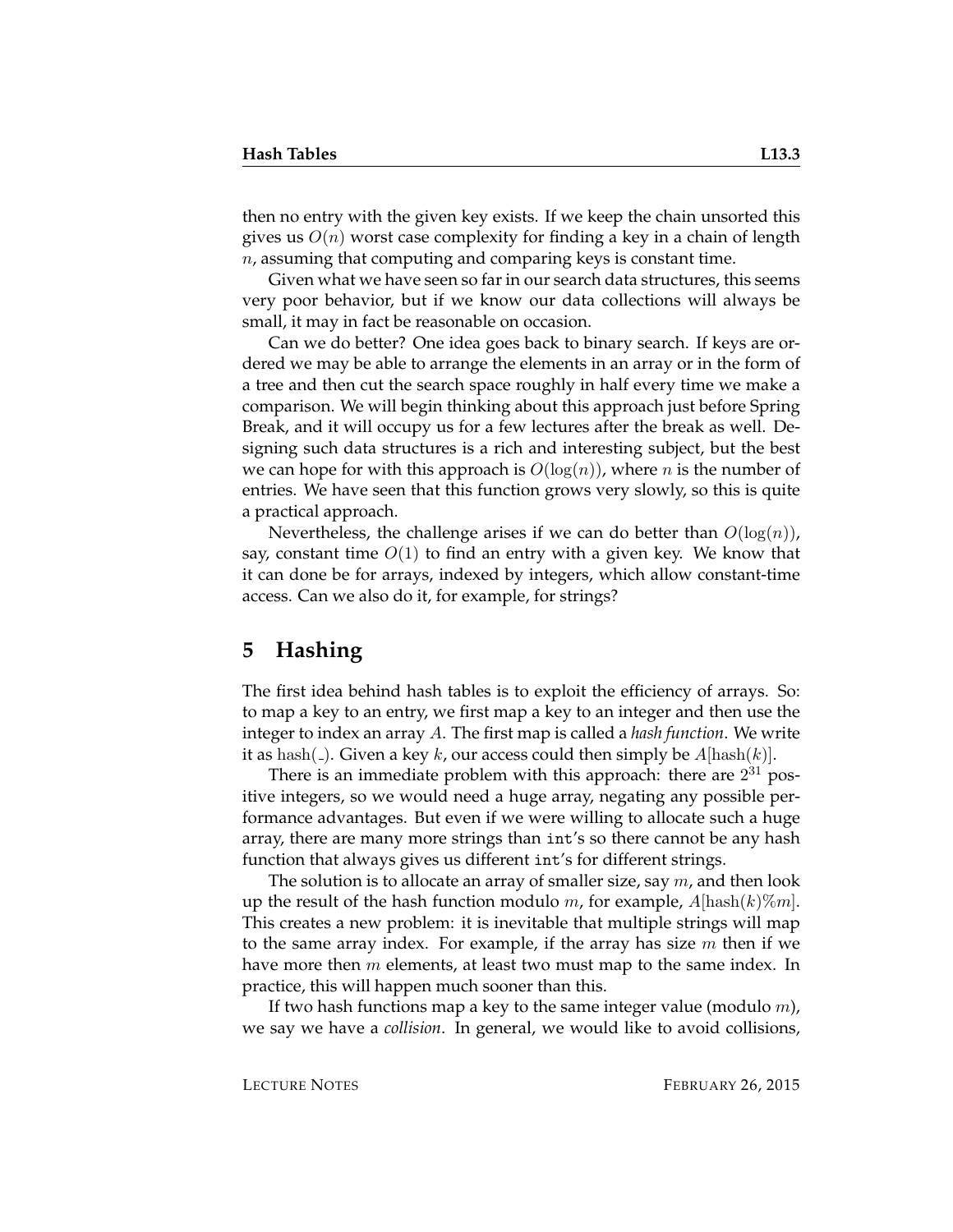then no entry with the given key exists. If we keep the chain unsorted this gives us $O(n)$ worst case complexity for finding a key in a chain of length $n$, assuming that computing and comparing keys is constant time.

Given what we have seen so far in our search data structures, this seems very poor behavior, but if we know our data collections will always be small, it may in fact be reasonable on occasion.

Can we do better? One idea goes back to binary search. If keys are ordered we may be able to arrange the elements in an array or in the form of a tree and then cut the search space roughly in half every time we make a comparison. We will begin thinking about this approach just before Spring Break, and it will occupy us for a few lectures after the break as well. Designing such data structures is a rich and interesting subject, but the best we can hope for with this approach is $O(\log(n))$, where $n$ is the number of entries. We have seen that this function grows very slowly, so this is quite a practical approach.

Nevertheless, the challenge arises if we can do better than $O(\log(n))$, say, constant time $O(1)$ to find an entry with a given key. We know that it can done be for arrays, indexed by integers, which allow constant-time access. Can we also do it, for example, for strings?

## 5 Hashing

The first idea behind hash tables is to exploit the efficiency of arrays. So: to map a key to an entry, we first map a key to an integer and then use the integer to index an array $A$. The first map is called a *hash function*. We write it as $\text{hash}(\_)$. Given a key $k$, our access could then simply be $A[\text{hash}(k)]$.

There is an immediate problem with this approach: there are $2^{31}$ positive integers, so we would need a huge array, negating any possible performance advantages. But even if we were willing to allocate such a huge array, there are many more strings than `int`'s so there cannot be any hash function that always gives us different `int`'s for different strings.

The solution is to allocate an array of smaller size, say $m$, and then look up the result of the hash function modulo $m$, for example, $A[\text{hash}(k)\%m]$. This creates a new problem: it is inevitable that multiple strings will map to the same array index. For example, if the array has size $m$ then if we have more then $m$ elements, at least two must map to the same index. In practice, this will happen much sooner than this.

If two hash functions map a key to the same integer value (modulo $m$), we say we have a *collision*. In general, we would like to avoid collisions,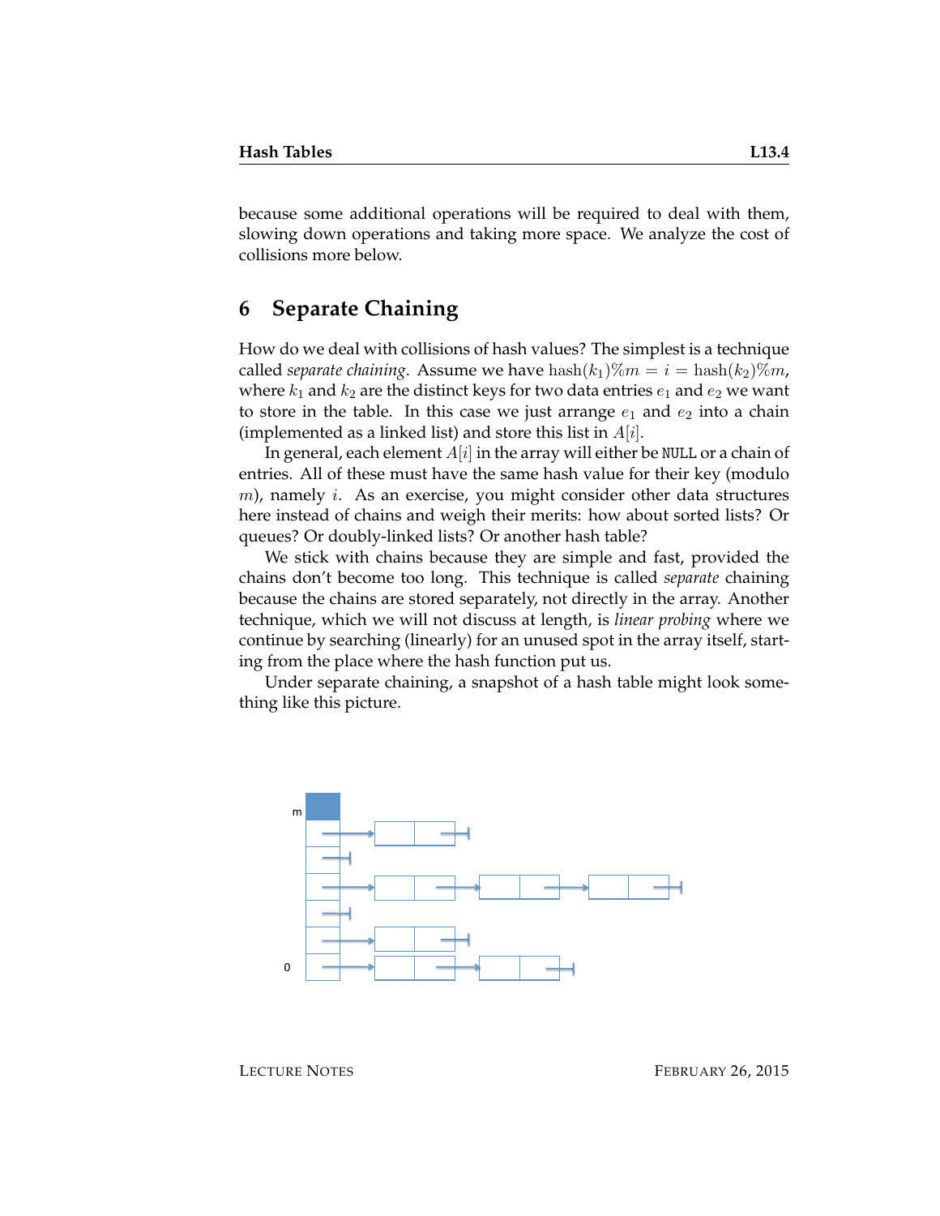because some additional operations will be required to deal with them, slowing down operations and taking more space. We analyze the cost of collisions more below.

## 6 Separate Chaining

How do we deal with collisions of hash values? The simplest is a technique called *separate chaining*. Assume we have $\text{hash}(k_1)\%m = i = \text{hash}(k_2)\%m$, where $k_1$ and $k_2$ are the distinct keys for two data entries $e_1$ and $e_2$ we want to store in the table. In this case we just arrange $e_1$ and $e_2$ into a chain (implemented as a linked list) and store this list in $A[i]$.

In general, each element $A[i]$ in the array will either be `NULL` or a chain of entries. All of these must have the same hash value for their key (modulo $m$), namely $i$. As an exercise, you might consider other data structures here instead of chains and weigh their merits: how about sorted lists? Or queues? Or doubly-linked lists? Or another hash table?

We stick with chains because they are simple and fast, provided the chains don't become too long. This technique is called *separate* chaining because the chains are stored separately, not directly in the array. Another technique, which we will not discuss at length, is *linear probing* where we continue by searching (linearly) for an unused spot in the array itself, starting from the place where the hash function put us.

Under separate chaining, a snapshot of a hash table might look something like this picture.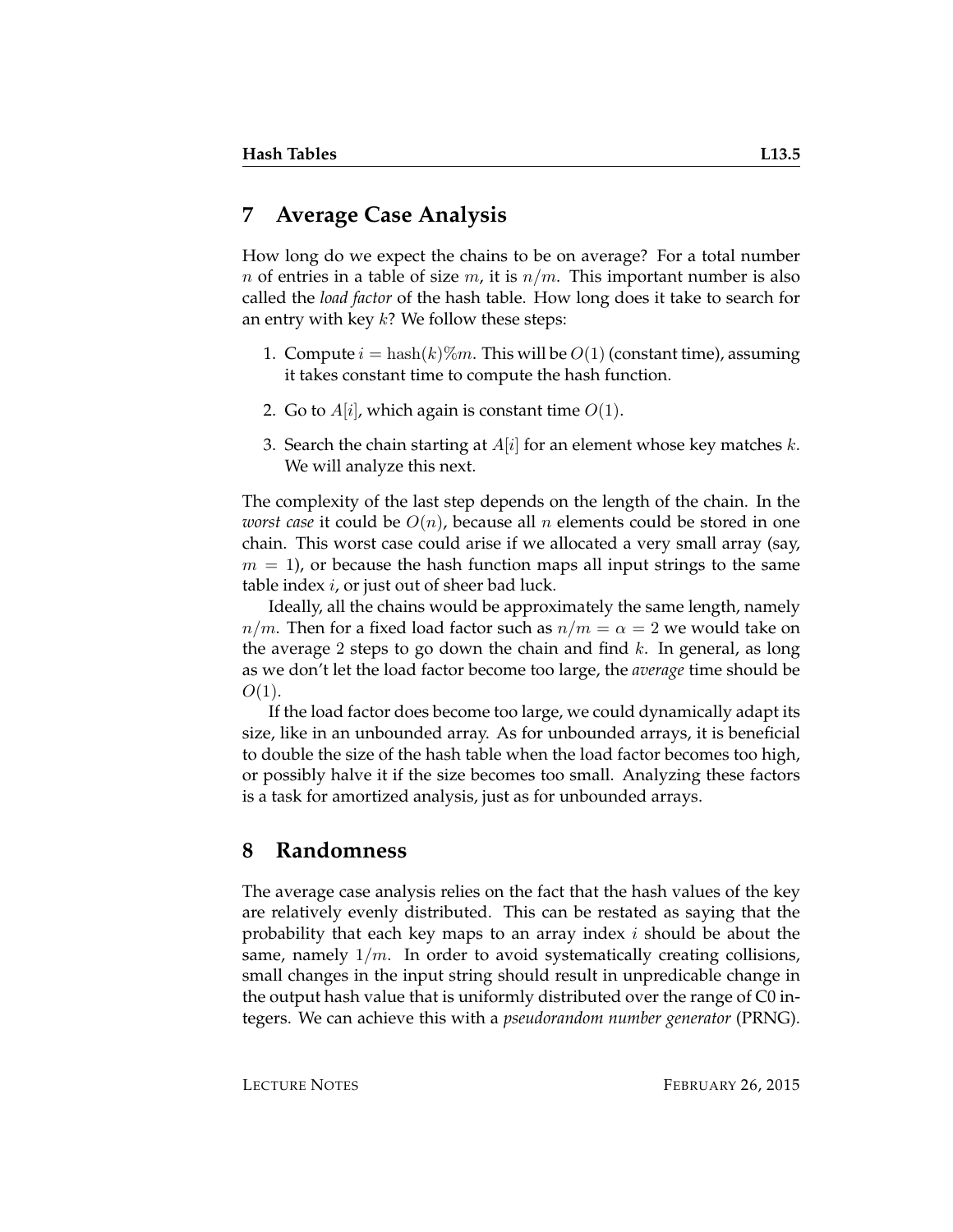## 7 Average Case Analysis

How long do we expect the chains to be on average? For a total number $n$ of entries in a table of size $m$, it is $n/m$. This important number is also called the *load factor* of the hash table. How long does it take to search for an entry with key $k$? We follow these steps:

1. Compute $i = \text{hash}(k)\%m$. This will be $O(1)$ (constant time), assuming it takes constant time to compute the hash function.
2. Go to $A[i]$, which again is constant time $O(1)$.
3. Search the chain starting at $A[i]$ for an element whose key matches $k$. We will analyze this next.

The complexity of the last step depends on the length of the chain. In the *worst case* it could be $O(n)$, because all $n$ elements could be stored in one chain. This worst case could arise if we allocated a very small array (say, $m = 1$), or because the hash function maps all input strings to the same table index $i$, or just out of sheer bad luck.

Ideally, all the chains would be approximately the same length, namely $n/m$. Then for a fixed load factor such as $n/m = \alpha = 2$ we would take on the average 2 steps to go down the chain and find $k$. In general, as long as we don't let the load factor become too large, the *average* time should be $O(1)$.

If the load factor does become too large, we could dynamically adapt its size, like in an unbounded array. As for unbounded arrays, it is beneficial to double the size of the hash table when the load factor becomes too high, or possibly halve it if the size becomes too small. Analyzing these factors is a task for amortized analysis, just as for unbounded arrays.

## 8 Randomness

The average case analysis relies on the fact that the hash values of the key are relatively evenly distributed. This can be restated as saying that the probability that each key maps to an array index $i$ should be about the same, namely $1/m$. In order to avoid systematically creating collisions, small changes in the input string should result in unpredicable change in the output hash value that is uniformly distributed over the range of C0 integers. We can achieve this with a *pseudorandom number generator* (PRNG).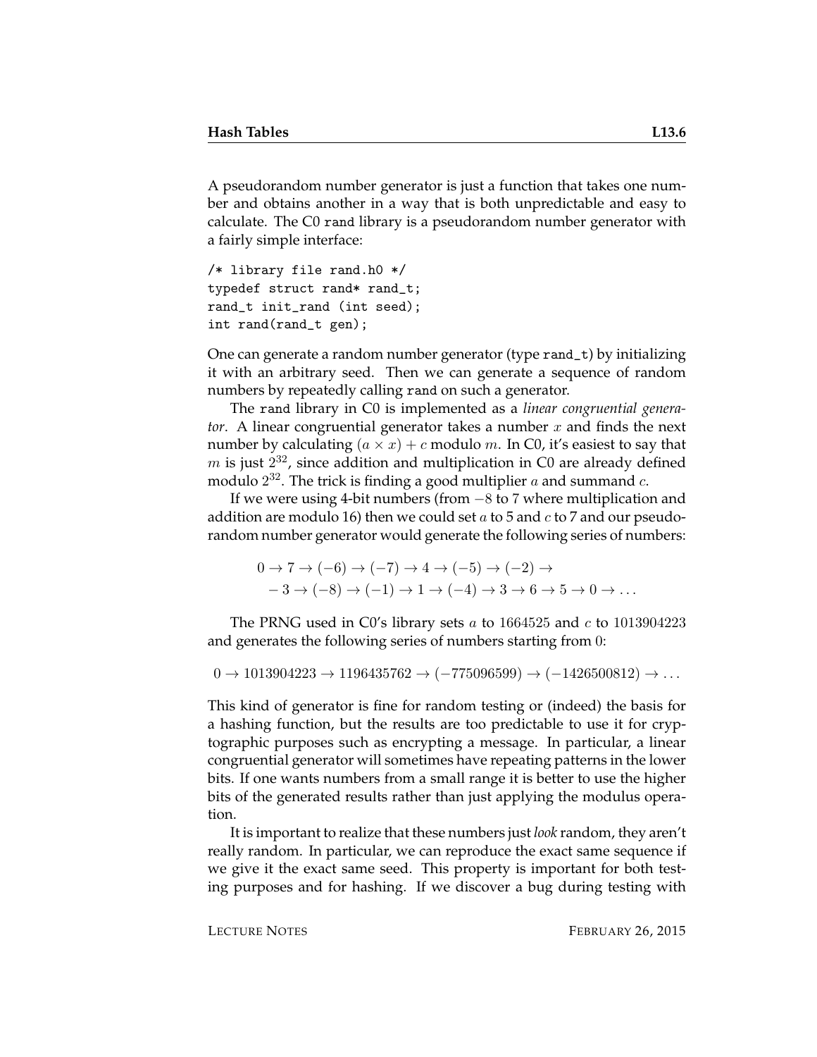A pseudorandom number generator is just a function that takes one number and obtains another in a way that is both unpredictable and easy to calculate. The C0 `rand` library is a pseudorandom number generator with a fairly simple interface:

```
/* library file rand.h0 */
typedef struct rand* rand_t;
rand_t init_rand (int seed);
int rand(rand_t gen);
```

One can generate a random number generator (type `rand_t`) by initializing it with an arbitrary seed. Then we can generate a sequence of random numbers by repeatedly calling `rand` on such a generator.

The `rand` library in C0 is implemented as a *linear congruential generator*. A linear congruential generator takes a number $x$ and finds the next number by calculating $(a \times x) + c$ modulo $m$. In C0, it's easiest to say that $m$ is just $2^{32}$, since addition and multiplication in C0 are already defined modulo $2^{32}$. The trick is finding a good multiplier $a$ and summand $c$.

If we were using 4-bit numbers (from $-8$ to 7 where multiplication and addition are modulo 16) then we could set $a$ to 5 and $c$ to 7 and our pseudorandom number generator would generate the following series of numbers:

$$0 \to 7 \to (-6) \to (-7) \to 4 \to (-5) \to (-2) \to \\ -3 \to (-8) \to (-1) \to 1 \to (-4) \to 3 \to 6 \to 5 \to 0 \to \ldots$$

The PRNG used in C0's library sets $a$ to $1664525$ and $c$ to $1013904223$ and generates the following series of numbers starting from $0$:

$$0 \to 1013904223 \to 1196435762 \to (-775096599) \to (-1426500812) \to \ldots$$

This kind of generator is fine for random testing or (indeed) the basis for a hashing function, but the results are too predictable to use it for cryptographic purposes such as encrypting a message. In particular, a linear congruential generator will sometimes have repeating patterns in the lower bits. If one wants numbers from a small range it is better to use the higher bits of the generated results rather than just applying the modulus operation.

It is important to realize that these numbers just *look* random, they aren't really random. In particular, we can reproduce the exact same sequence if we give it the exact same seed. This property is important for both testing purposes and for hashing. If we discover a bug during testing with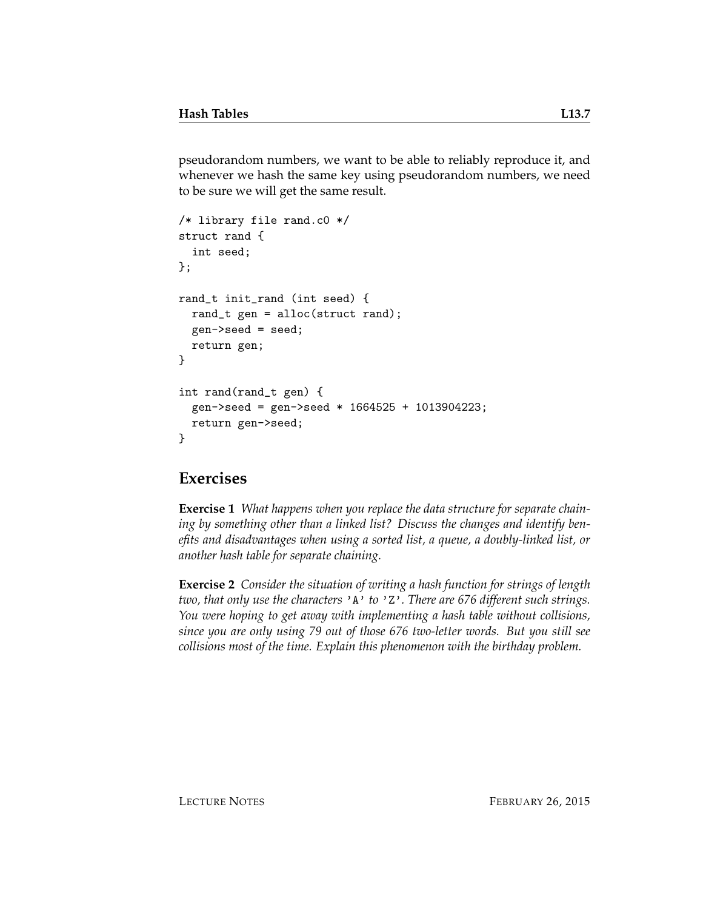pseudorandom numbers, we want to be able to reliably reproduce it, and whenever we hash the same key using pseudorandom numbers, we need to be sure we will get the same result.

```
/* library file rand.c0 */
struct rand {
  int seed;
};

rand_t init_rand (int seed) {
  rand_t gen = alloc(struct rand);
  gen->seed = seed;
  return gen;
}

int rand(rand_t gen) {
  gen->seed = gen->seed * 1664525 + 1013904223;
  return gen->seed;
}
```

## Exercises

**Exercise 1** *What happens when you replace the data structure for separate chaining by something other than a linked list? Discuss the changes and identify benefits and disadvantages when using a sorted list, a queue, a doubly-linked list, or another hash table for separate chaining.*

**Exercise 2** *Consider the situation of writing a hash function for strings of length two, that only use the characters* `'A'` *to* `'Z'`*. There are 676 different such strings. You were hoping to get away with implementing a hash table without collisions, since you are only using 79 out of those 676 two-letter words. But you still see collisions most of the time. Explain this phenomenon with the birthday problem.*